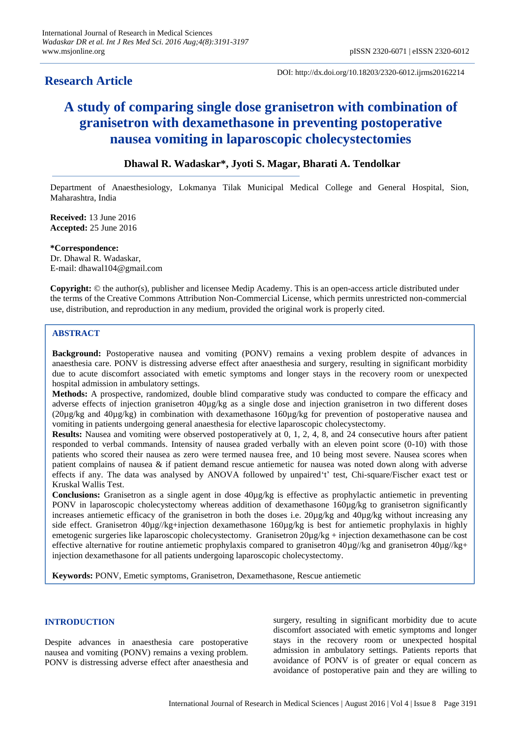## Research Article

DOI: http://dx.doi.org/10.18203/2320-6012.ijrms20162214

# A study of comparing single dose granisetron with combination of granisetron with dexamethasone in preventing postoperative nausea vomiting in laparoscopic cholecystectomies

**Dhawal R. Wadaskar\*, Jyoti S. Magar, Bharati A. Tendolkar**

Department of Anaesthesiology, Lokmanya Tilak Municipal Medical College and General Hospital, Sion, Maharashtra, India

**Received:** 13 June 2016
**Accepted:** 25 June 2016

**\*Correspondence:**
Dr. Dhawal R. Wadaskar,
E-mail: dhawal104@gmail.com

**Copyright:** © the author(s), publisher and licensee Medip Academy. This is an open-access article distributed under the terms of the Creative Commons Attribution Non-Commercial License, which permits unrestricted non-commercial use, distribution, and reproduction in any medium, provided the original work is properly cited.

## ABSTRACT

**Background:** Postoperative nausea and vomiting (PONV) remains a vexing problem despite of advances in anaesthesia care. PONV is distressing adverse effect after anaesthesia and surgery, resulting in significant morbidity due to acute discomfort associated with emetic symptoms and longer stays in the recovery room or unexpected hospital admission in ambulatory settings.

**Methods:** A prospective, randomized, double blind comparative study was conducted to compare the efficacy and adverse effects of injection granisetron 40µg/kg as a single dose and injection granisetron in two different doses (20µg/kg and 40µg/kg) in combination with dexamethasone 160µg/kg for prevention of postoperative nausea and vomiting in patients undergoing general anaesthesia for elective laparoscopic cholecystectomy.

**Results:** Nausea and vomiting were observed postoperatively at 0, 1, 2, 4, 8, and 24 consecutive hours after patient responded to verbal commands. Intensity of nausea graded verbally with an eleven point score (0-10) with those patients who scored their nausea as zero were termed nausea free, and 10 being most severe. Nausea scores when patient complains of nausea & if patient demand rescue antiemetic for nausea was noted down along with adverse effects if any. The data was analysed by ANOVA followed by unpaired't' test, Chi-square/Fischer exact test or Kruskal Wallis Test.

**Conclusions:** Granisetron as a single agent in dose 40µg/kg is effective as prophylactic antiemetic in preventing PONV in laparoscopic cholecystectomy whereas addition of dexamethasone 160µg/kg to granisetron significantly increases antiemetic efficacy of the granisetron in both the doses i.e. 20µg/kg and 40µg/kg without increasing any side effect. Granisetron 40µg//kg+injection dexamethasone 160µg/kg is best for antiemetic prophylaxis in highly emetogenic surgeries like laparoscopic cholecystectomy. Granisetron 20µg/kg + injection dexamethasone can be cost effective alternative for routine antiemetic prophylaxis compared to granisetron 40µg//kg and granisetron 40µg//kg+ injection dexamethasone for all patients undergoing laparoscopic cholecystectomy.

**Keywords:** PONV, Emetic symptoms, Granisetron, Dexamethasone, Rescue antiemetic

## INTRODUCTION

Despite advances in anaesthesia care postoperative nausea and vomiting (PONV) remains a vexing problem. PONV is distressing adverse effect after anaesthesia and surgery, resulting in significant morbidity due to acute discomfort associated with emetic symptoms and longer stays in the recovery room or unexpected hospital admission in ambulatory settings. Patients reports that avoidance of PONV is of greater or equal concern as avoidance of postoperative pain and they are willing to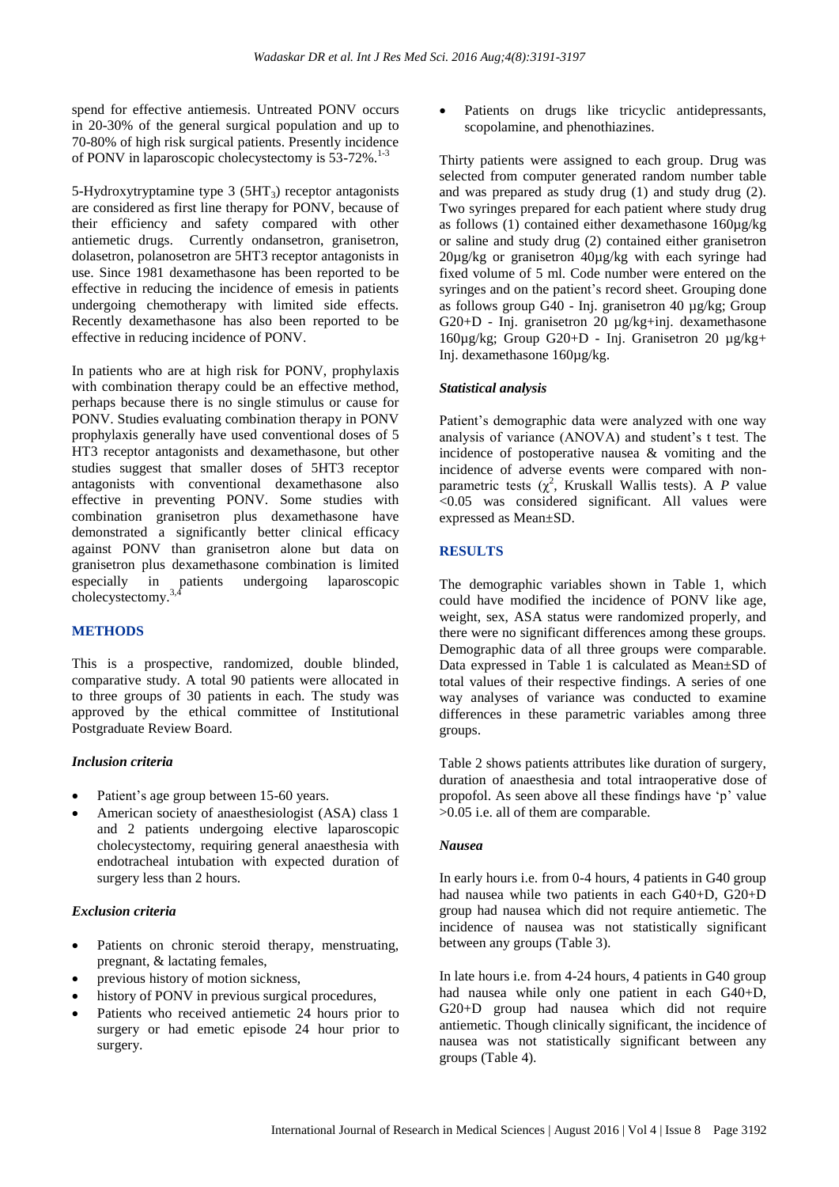spend for effective antiemesis. Untreated PONV occurs in 20-30% of the general surgical population and up to 70-80% of high risk surgical patients. Presently incidence of PONV in laparoscopic cholecystectomy is 53-72%.[1-3]

5-Hydroxytryptamine type 3 ($5HT_3$) receptor antagonists are considered as first line therapy for PONV, because of their efficiency and safety compared with other antiemetic drugs. Currently ondansetron, granisetron, dolasetron, polanosetron are 5HT3 receptor antagonists in use. Since 1981 dexamethasone has been reported to be effective in reducing the incidence of emesis in patients undergoing chemotherapy with limited side effects. Recently dexamethasone has also been reported to be effective in reducing incidence of PONV.

In patients who are at high risk for PONV, prophylaxis with combination therapy could be an effective method, perhaps because there is no single stimulus or cause for PONV. Studies evaluating combination therapy in PONV prophylaxis generally have used conventional doses of 5 HT3 receptor antagonists and dexamethasone, but other studies suggest that smaller doses of 5HT3 receptor antagonists with conventional dexamethasone also effective in preventing PONV. Some studies with combination granisetron plus dexamethasone have demonstrated a significantly better clinical efficacy against PONV than granisetron alone but data on granisetron plus dexamethasone combination is limited especially in patients undergoing laparoscopic cholecystectomy.[3,4]

## METHODS

This is a prospective, randomized, double blinded, comparative study. A total 90 patients were allocated in to three groups of 30 patients in each. The study was approved by the ethical committee of Institutional Postgraduate Review Board.

### *Inclusion criteria*

- Patient's age group between 15-60 years.
- American society of anaesthesiologist (ASA) class 1 and 2 patients undergoing elective laparoscopic cholecystectomy, requiring general anaesthesia with endotracheal intubation with expected duration of surgery less than 2 hours.

### *Exclusion criteria*

- Patients on chronic steroid therapy, menstruating, pregnant, & lactating females,
- previous history of motion sickness,
- history of PONV in previous surgical procedures,
- Patients who received antiemetic 24 hours prior to surgery or had emetic episode 24 hour prior to surgery.
- Patients on drugs like tricyclic antidepressants, scopolamine, and phenothiazines.

Thirty patients were assigned to each group. Drug was selected from computer generated random number table and was prepared as study drug (1) and study drug (2). Two syringes prepared for each patient where study drug as follows (1) contained either dexamethasone 160µg/kg or saline and study drug (2) contained either granisetron 20µg/kg or granisetron 40µg/kg with each syringe had fixed volume of 5 ml. Code number were entered on the syringes and on the patient's record sheet. Grouping done as follows group G40 - Inj. granisetron 40 µg/kg; Group G20+D - Inj. granisetron 20 µg/kg+inj. dexamethasone 160µg/kg; Group G20+D - Inj. Granisetron 20 µg/kg+ Inj. dexamethasone 160µg/kg.

### *Statistical analysis*

Patient's demographic data were analyzed with one way analysis of variance (ANOVA) and student's t test. The incidence of postoperative nausea & vomiting and the incidence of adverse events were compared with non-parametric tests ($\chi^2$, Kruskall Wallis tests). A *P* value <0.05 was considered significant. All values were expressed as Mean±SD.

## RESULTS

The demographic variables shown in Table 1, which could have modified the incidence of PONV like age, weight, sex, ASA status were randomized properly, and there were no significant differences among these groups. Demographic data of all three groups were comparable. Data expressed in Table 1 is calculated as Mean±SD of total values of their respective findings. A series of one way analyses of variance was conducted to examine differences in these parametric variables among three groups.

Table 2 shows patients attributes like duration of surgery, duration of anaesthesia and total intraoperative dose of propofol. As seen above all these findings have 'p' value >0.05 i.e. all of them are comparable.

### *Nausea*

In early hours i.e. from 0-4 hours, 4 patients in G40 group had nausea while two patients in each G40+D, G20+D group had nausea which did not require antiemetic. The incidence of nausea was not statistically significant between any groups (Table 3).

In late hours i.e. from 4-24 hours, 4 patients in G40 group had nausea while only one patient in each G40+D, G20+D group had nausea which did not require antiemetic. Though clinically significant, the incidence of nausea was not statistically significant between any groups (Table 4).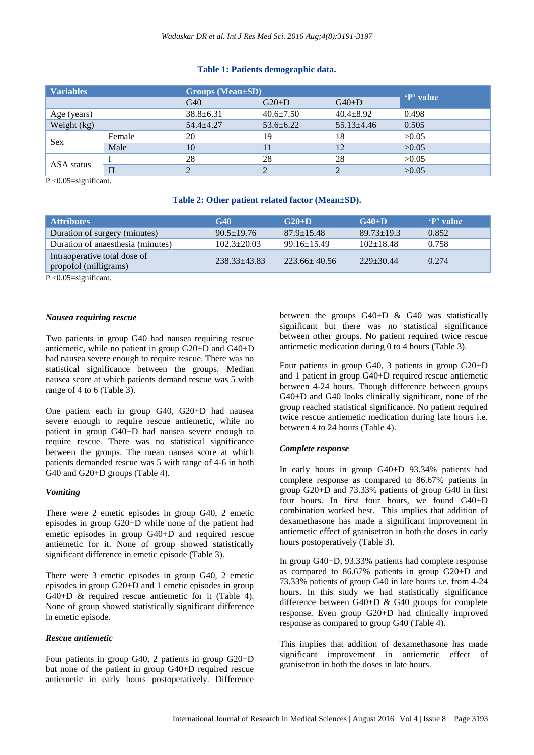**Table 1: Patients demographic data.**

| Variables | | Groups (Mean±SD) | | | 'P' value |
|---|---|---|---|---|---|
| | | G40 | G20+D | G40+D | |
| Age (years) | | 38.8±6.31 | 40.6±7.50 | 40.4±8.92 | 0.498 |
| Weight (kg) | | 54.4±4.27 | 53.6±6.22 | 55.13±4.46 | 0.505 |
| Sex | Female | 20 | 19 | 18 | >0.05 |
| | Male | 10 | 11 | 12 | >0.05 |
| ASA status | I | 28 | 28 | 28 | >0.05 |
| | II | 2 | 2 | 2 | >0.05 |

P <0.05=significant.

**Table 2: Other patient related factor (Mean±SD).**

| Attributes | G40 | G20+D | G40+D | 'P' value |
|---|---|---|---|---|
| Duration of surgery (minutes) | 90.5±19.76 | 87.9±15.48 | 89.73±19.3 | 0.852 |
| Duration of anaesthesia (minutes) | 102.3±20.03 | 99.16±15.49 | 102±18.48 | 0.758 |
| Intraoperative total dose of propofol (milligrams) | 238.33±43.83 | 223.66± 40.56 | 229±30.44 | 0.274 |

P <0.05=significant.

***Nausea requiring rescue***

Two patients in group G40 had nausea requiring rescue antiemetic, while no patient in group G20+D and G40+D had nausea severe enough to require rescue. There was no statistical significance between the groups. Median nausea score at which patients demand rescue was 5 with range of 4 to 6 (Table 3).

One patient each in group G40, G20+D had nausea severe enough to require rescue antiemetic, while no patient in group G40+D had nausea severe enough to require rescue. There was no statistical significance between the groups. The mean nausea score at which patients demanded rescue was 5 with range of 4-6 in both G40 and G20+D groups (Table 4).

***Vomiting***

There were 2 emetic episodes in group G40, 2 emetic episodes in group G20+D while none of the patient had emetic episodes in group G40+D and required rescue antiemetic for it. None of group showed statistically significant difference in emetic episode (Table 3).

There were 3 emetic episodes in group G40, 2 emetic episodes in group G20+D and 1 emetic episodes in group G40+D & required rescue antiemetic for it (Table 4). None of group showed statistically significant difference in emetic episode.

***Rescue antiemetic***

Four patients in group G40, 2 patients in group G20+D but none of the patient in group G40+D required rescue antiemetic in early hours postoperatively. Difference between the groups G40+D & G40 was statistically significant but there was no statistical significance between other groups. No patient required twice rescue antiemetic medication during 0 to 4 hours (Table 3).

Four patients in group G40, 3 patients in group G20+D and 1 patient in group G40+D required rescue antiemetic between 4-24 hours. Though difference between groups G40+D and G40 looks clinically significant, none of the group reached statistical significance. No patient required twice rescue antiemetic medication during late hours i.e. between 4 to 24 hours (Table 4).

***Complete response***

In early hours in group G40+D 93.34% patients had complete response as compared to 86.67% patients in group G20+D and 73.33% patients of group G40 in first four hours. In first four hours, we found G40+D combination worked best. This implies that addition of dexamethasone has made a significant improvement in antiemetic effect of granisetron in both the doses in early hours postoperatively (Table 3).

In group G40+D, 93.33% patients had complete response as compared to 86.67% patients in group G20+D and 73.33% patients of group G40 in late hours i.e. from 4-24 hours. In this study we had statistically significance difference between G40+D & G40 groups for complete response. Even group G20+D had clinically improved response as compared to group G40 (Table 4).

This implies that addition of dexamethasone has made significant improvement in antiemetic effect of granisetron in both the doses in late hours.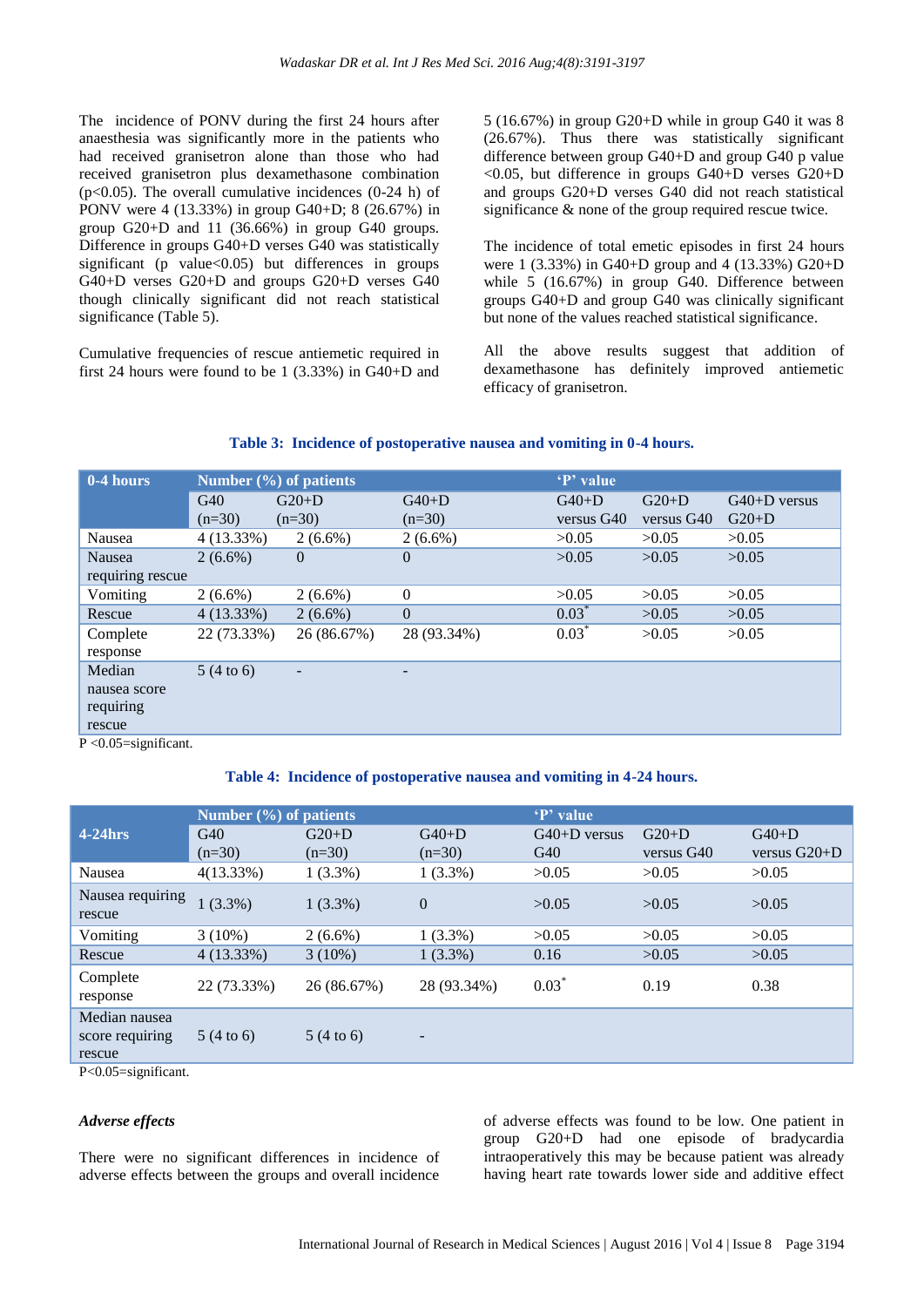The incidence of PONV during the first 24 hours after anaesthesia was significantly more in the patients who had received granisetron alone than those who had received granisetron plus dexamethasone combination ($p<0.05$). The overall cumulative incidences (0-24 h) of PONV were 4 (13.33%) in group G40+D; 8 (26.67%) in group G20+D and 11 (36.66%) in group G40 groups. Difference in groups G40+D verses G40 was statistically significant (p value<0.05) but differences in groups G40+D verses G20+D and groups G20+D verses G40 though clinically significant did not reach statistical significance (Table 5).

Cumulative frequencies of rescue antiemetic required in first 24 hours were found to be 1 (3.33%) in G40+D and 5 (16.67%) in group G20+D while in group G40 it was 8 (26.67%). Thus there was statistically significant difference between group G40+D and group G40 p value <0.05, but difference in groups G40+D verses G20+D and groups G20+D verses G40 did not reach statistical significance & none of the group required rescue twice.

The incidence of total emetic episodes in first 24 hours were 1 (3.33%) in G40+D group and 4 (13.33%) G20+D while 5 (16.67%) in group G40. Difference between groups G40+D and group G40 was clinically significant but none of the values reached statistical significance.

All the above results suggest that addition of dexamethasone has definitely improved antiemetic efficacy of granisetron.

**Table 3: Incidence of postoperative nausea and vomiting in 0-4 hours.**

| 0-4 hours | Number (%) of patients | | | 'P' value | | |
|---|---|---|---|---|---|---|
| | G40 (n=30) | G20+D (n=30) | G40+D (n=30) | G40+D versus G40 | G20+D versus G40 | G40+D versus G20+D |
| Nausea | 4 (13.33%) | 2 (6.6%) | 2 (6.6%) | >0.05 | >0.05 | >0.05 |
| Nausea requiring rescue | 2 (6.6%) | 0 | 0 | >0.05 | >0.05 | >0.05 |
| Vomiting | 2 (6.6%) | 2 (6.6%) | 0 | >0.05 | >0.05 | >0.05 |
| Rescue | 4 (13.33%) | 2 (6.6%) | 0 | 0.03* | >0.05 | >0.05 |
| Complete response | 22 (73.33%) | 26 (86.67%) | 28 (93.34%) | 0.03* | >0.05 | >0.05 |
| Median nausea score requiring rescue | 5 (4 to 6) | - | - | | | |

P <0.05=significant.

**Table 4: Incidence of postoperative nausea and vomiting in 4-24 hours.**

| 4-24hrs | Number (%) of patients | | | 'P' value | | |
|---|---|---|---|---|---|---|
| | G40 (n=30) | G20+D (n=30) | G40+D (n=30) | G40+D versus G40 | G20+D versus G40 | G40+D versus G20+D |
| Nausea | 4(13.33%) | 1 (3.3%) | 1 (3.3%) | >0.05 | >0.05 | >0.05 |
| Nausea requiring rescue | 1 (3.3%) | 1 (3.3%) | 0 | >0.05 | >0.05 | >0.05 |
| Vomiting | 3 (10%) | 2 (6.6%) | 1 (3.3%) | >0.05 | >0.05 | >0.05 |
| Rescue | 4 (13.33%) | 3 (10%) | 1 (3.3%) | 0.16 | >0.05 | >0.05 |
| Complete response | 22 (73.33%) | 26 (86.67%) | 28 (93.34%) | 0.03* | 0.19 | 0.38 |
| Median nausea score requiring rescue | 5 (4 to 6) | 5 (4 to 6) | - | | | |

P<0.05=significant.

### *Adverse effects*

There were no significant differences in incidence of adverse effects between the groups and overall incidence of adverse effects was found to be low. One patient in group G20+D had one episode of bradycardia intraoperatively this may be because patient was already having heart rate towards lower side and additive effect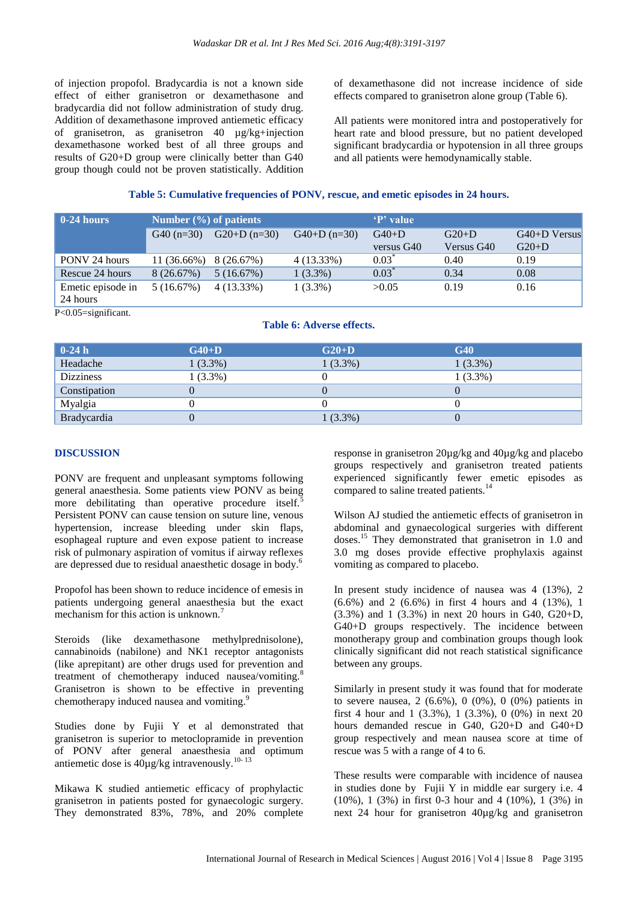of injection propofol. Bradycardia is not a known side effect of either granisetron or dexamethasone and bradycardia did not follow administration of study drug. Addition of dexamethasone improved antiemetic efficacy of granisetron, as granisetron 40 µg/kg+injection dexamethasone worked best of all three groups and results of G20+D group were clinically better than G40 group though could not be proven statistically. Addition of dexamethasone did not increase incidence of side effects compared to granisetron alone group (Table 6).

All patients were monitored intra and postoperatively for heart rate and blood pressure, but no patient developed significant bradycardia or hypotension in all three groups and all patients were hemodynamically stable.

**Table 5: Cumulative frequencies of PONV, rescue, and emetic episodes in 24 hours.**

| 0-24 hours | Number (%) of patients | | | 'P' value | | |
|---|---|---|---|---|---|---|
| | G40 (n=30) | G20+D (n=30) | G40+D (n=30) | G40+D versus G40 | G20+D Versus G40 | G40+D Versus G20+D |
| PONV 24 hours | 11 (36.66%) | 8 (26.67%) | 4 (13.33%) | 0.03* | 0.40 | 0.19 |
| Rescue 24 hours | 8 (26.67%) | 5 (16.67%) | 1 (3.3%) | 0.03* | 0.34 | 0.08 |
| Emetic episode in 24 hours | 5 (16.67%) | 4 (13.33%) | 1 (3.3%) | >0.05 | 0.19 | 0.16 |

P<0.05=significant.

**Table 6: Adverse effects.**

| 0-24 h | G40+D | G20+D | G40 |
|---|---|---|---|
| Headache | 1 (3.3%) | 1 (3.3%) | 1 (3.3%) |
| Dizziness | 1 (3.3%) | 0 | 1 (3.3%) |
| Constipation | 0 | 0 | 0 |
| Myalgia | 0 | 0 | 0 |
| Bradycardia | 0 | 1 (3.3%) | 0 |

## DISCUSSION

PONV are frequent and unpleasant symptoms following general anaesthesia. Some patients view PONV as being more debilitating than operative procedure itself.[5] Persistent PONV can cause tension on suture line, venous hypertension, increase bleeding under skin flaps, esophageal rupture and even expose patient to increase risk of pulmonary aspiration of vomitus if airway reflexes are depressed due to residual anaesthetic dosage in body.[6]

Propofol has been shown to reduce incidence of emesis in patients undergoing general anaesthesia but the exact mechanism for this action is unknown.[7]

Steroids (like dexamethasone methylprednisolone), cannabinoids (nabilone) and NK1 receptor antagonists (like aprepitant) are other drugs used for prevention and treatment of chemotherapy induced nausea/vomiting.[8] Granisetron is shown to be effective in preventing chemotherapy induced nausea and vomiting.[9]

Studies done by Fujii Y et al demonstrated that granisetron is superior to metoclopramide in prevention of PONV after general anaesthesia and optimum antiemetic dose is 40µg/kg intravenously.[10-13]

Mikawa K studied antiemetic efficacy of prophylactic granisetron in patients posted for gynaecologic surgery. They demonstrated 83%, 78%, and 20% complete response in granisetron 20µg/kg and 40µg/kg and placebo groups respectively and granisetron treated patients experienced significantly fewer emetic episodes as compared to saline treated patients.[14]

Wilson AJ studied the antiemetic effects of granisetron in abdominal and gynaecological surgeries with different doses.[15] They demonstrated that granisetron in 1.0 and 3.0 mg doses provide effective prophylaxis against vomiting as compared to placebo.

In present study incidence of nausea was 4 (13%), 2 (6.6%) and 2 (6.6%) in first 4 hours and 4 (13%), 1 (3.3%) and 1 (3.3%) in next 20 hours in G40, G20+D, G40+D groups respectively. The incidence between monotherapy group and combination groups though look clinically significant did not reach statistical significance between any groups.

Similarly in present study it was found that for moderate to severe nausea, 2 (6.6%), 0 (0%), 0 (0%) patients in first 4 hour and 1 (3.3%), 1 (3.3%), 0 (0%) in next 20 hours demanded rescue in G40, G20+D and G40+D group respectively and mean nausea score at time of rescue was 5 with a range of 4 to 6.

These results were comparable with incidence of nausea in studies done by Fujii Y in middle ear surgery i.e. 4 (10%), 1 (3%) in first 0-3 hour and 4 (10%), 1 (3%) in next 24 hour for granisetron 40µg/kg and granisetron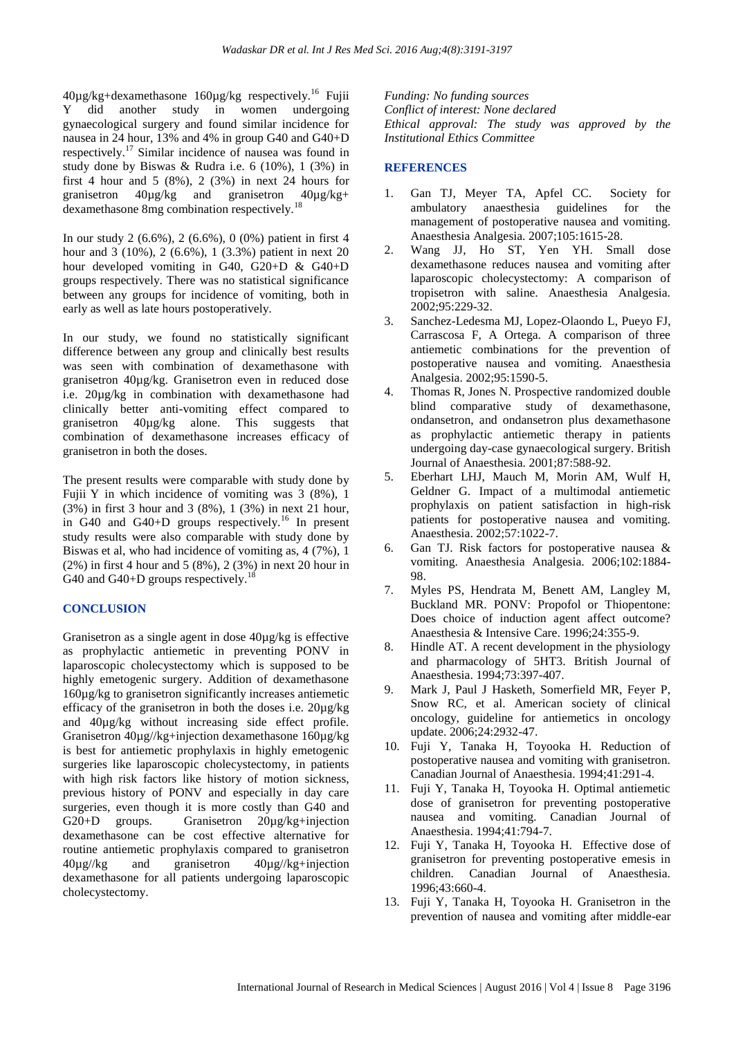40µg/kg+dexamethasone 160µg/kg respectively.[16] Fujii Y did another study in women undergoing gynaecological surgery and found similar incidence for nausea in 24 hour, 13% and 4% in group G40 and G40+D respectively.[17] Similar incidence of nausea was found in study done by Biswas & Rudra i.e. 6 (10%), 1 (3%) in first 4 hour and 5 (8%), 2 (3%) in next 24 hours for granisetron 40µg/kg and granisetron 40µg/kg+ dexamethasone 8mg combination respectively.[18]

In our study 2 (6.6%), 2 (6.6%), 0 (0%) patient in first 4 hour and 3 (10%), 2 (6.6%), 1 (3.3%) patient in next 20 hour developed vomiting in G40, G20+D & G40+D groups respectively. There was no statistical significance between any groups for incidence of vomiting, both in early as well as late hours postoperatively.

In our study, we found no statistically significant difference between any group and clinically best results was seen with combination of dexamethasone with granisetron 40µg/kg. Granisetron even in reduced dose i.e. 20µg/kg in combination with dexamethasone had clinically better anti-vomiting effect compared to granisetron 40µg/kg alone. This suggests that combination of dexamethasone increases efficacy of granisetron in both the doses.

The present results were comparable with study done by Fujii Y in which incidence of vomiting was 3 (8%), 1 (3%) in first 3 hour and 3 (8%), 1 (3%) in next 21 hour, in G40 and G40+D groups respectively.[16] In present study results were also comparable with study done by Biswas et al, who had incidence of vomiting as, 4 (7%), 1 (2%) in first 4 hour and 5 (8%), 2 (3%) in next 20 hour in G40 and G40+D groups respectively.[18]

## CONCLUSION

Granisetron as a single agent in dose 40µg/kg is effective as prophylactic antiemetic in preventing PONV in laparoscopic cholecystectomy which is supposed to be highly emetogenic surgery. Addition of dexamethasone 160µg/kg to granisetron significantly increases antiemetic efficacy of the granisetron in both the doses i.e. 20µg/kg and 40µg/kg without increasing side effect profile. Granisetron 40µg//kg+injection dexamethasone 160µg/kg is best for antiemetic prophylaxis in highly emetogenic surgeries like laparoscopic cholecystectomy, in patients with high risk factors like history of motion sickness, previous history of PONV and especially in day care surgeries, even though it is more costly than G40 and G20+D groups. Granisetron 20µg/kg+injection dexamethasone can be cost effective alternative for routine antiemetic prophylaxis compared to granisetron 40µg//kg and granisetron 40µg//kg+injection dexamethasone for all patients undergoing laparoscopic cholecystectomy.

*Funding: No funding sources*
*Conflict of interest: None declared*
*Ethical approval: The study was approved by the Institutional Ethics Committee*

## REFERENCES

1. Gan TJ, Meyer TA, Apfel CC. Society for ambulatory anaesthesia guidelines for the management of postoperative nausea and vomiting. Anaesthesia Analgesia. 2007;105:1615-28.
2. Wang JJ, Ho ST, Yen YH. Small dose dexamethasone reduces nausea and vomiting after laparoscopic cholecystectomy: A comparison of tropisetron with saline. Anaesthesia Analgesia. 2002;95:229-32.
3. Sanchez-Ledesma MJ, Lopez-Olaondo L, Pueyo FJ, Carrascosa F, A Ortega. A comparison of three antiemetic combinations for the prevention of postoperative nausea and vomiting. Anaesthesia Analgesia. 2002;95:1590-5.
4. Thomas R, Jones N. Prospective randomized double blind comparative study of dexamethasone, ondansetron, and ondansetron plus dexamethasone as prophylactic antiemetic therapy in patients undergoing day-case gynaecological surgery. British Journal of Anaesthesia. 2001;87:588-92.
5. Eberhart LHJ, Mauch M, Morin AM, Wulf H, Geldner G. Impact of a multimodal antiemetic prophylaxis on patient satisfaction in high-risk patients for postoperative nausea and vomiting. Anaesthesia. 2002;57:1022-7.
6. Gan TJ. Risk factors for postoperative nausea & vomiting. Anaesthesia Analgesia. 2006;102:1884-98.
7. Myles PS, Hendrata M, Benett AM, Langley M, Buckland MR. PONV: Propofol or Thiopentone: Does choice of induction agent affect outcome? Anaesthesia & Intensive Care. 1996;24:355-9.
8. Hindle AT. A recent development in the physiology and pharmacology of 5HT3. British Journal of Anaesthesia. 1994;73:397-407.
9. Mark J, Paul J Hasketh, Somerfield MR, Feyer P, Snow RC, et al. American society of clinical oncology, guideline for antiemetics in oncology update. 2006;24:2932-47.
10. Fuji Y, Tanaka H, Toyooka H. Reduction of postoperative nausea and vomiting with granisetron. Canadian Journal of Anaesthesia. 1994;41:291-4.
11. Fuji Y, Tanaka H, Toyooka H. Optimal antiemetic dose of granisetron for preventing postoperative nausea and vomiting. Canadian Journal of Anaesthesia. 1994;41:794-7.
12. Fuji Y, Tanaka H, Toyooka H. Effective dose of granisetron for preventing postoperative emesis in children. Canadian Journal of Anaesthesia. 1996;43:660-4.
13. Fuji Y, Tanaka H, Toyooka H. Granisetron in the prevention of nausea and vomiting after middle-ear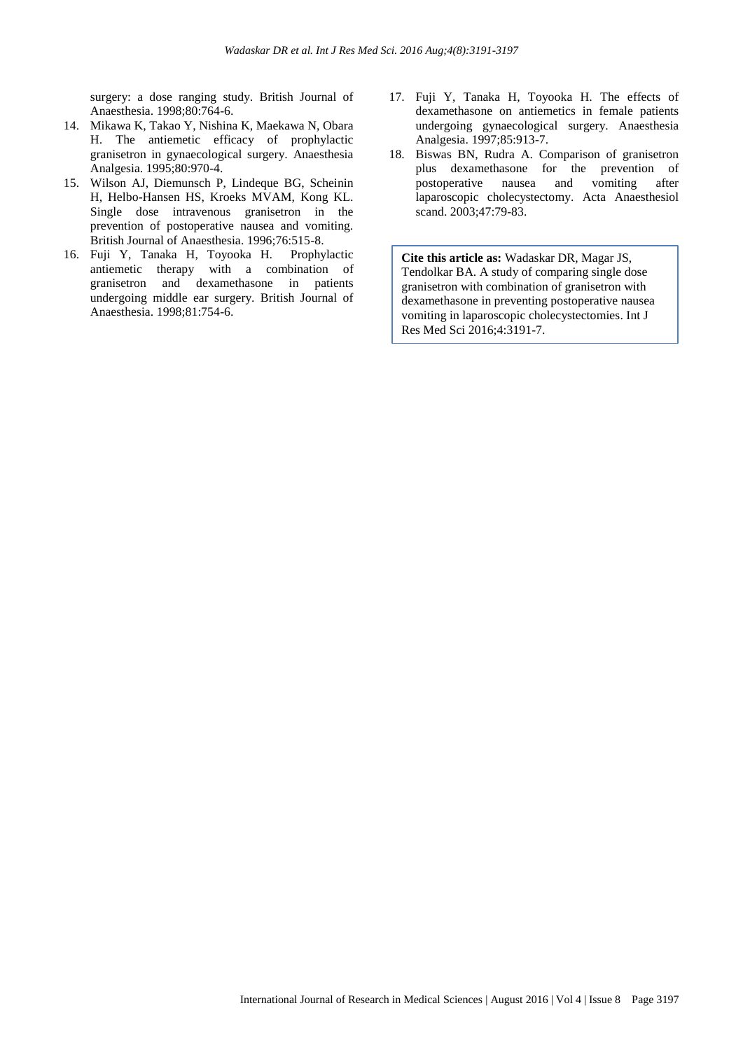surgery: a dose ranging study. British Journal of Anaesthesia. 1998;80:764-6.

14. Mikawa K, Takao Y, Nishina K, Maekawa N, Obara H. The antiemetic efficacy of prophylactic granisetron in gynaecological surgery. Anaesthesia Analgesia. 1995;80:970-4.
15. Wilson AJ, Diemunsch P, Lindeque BG, Scheinin H, Helbo-Hansen HS, Kroeks MVAM, Kong KL. Single dose intravenous granisetron in the prevention of postoperative nausea and vomiting. British Journal of Anaesthesia. 1996;76:515-8.
16. Fuji Y, Tanaka H, Toyooka H. Prophylactic antiemetic therapy with a combination of granisetron and dexamethasone in patients undergoing middle ear surgery. British Journal of Anaesthesia. 1998;81:754-6.
17. Fuji Y, Tanaka H, Toyooka H. The effects of dexamethasone on antiemetics in female patients undergoing gynaecological surgery. Anaesthesia Analgesia. 1997;85:913-7.
18. Biswas BN, Rudra A. Comparison of granisetron plus dexamethasone for the prevention of postoperative nausea and vomiting after laparoscopic cholecystectomy. Acta Anaesthesiol scand. 2003;47:79-83.

**Cite this article as:** Wadaskar DR, Magar JS, Tendolkar BA. A study of comparing single dose granisetron with combination of granisetron with dexamethasone in preventing postoperative nausea vomiting in laparoscopic cholecystectomies. Int J Res Med Sci 2016;4:3191-7.